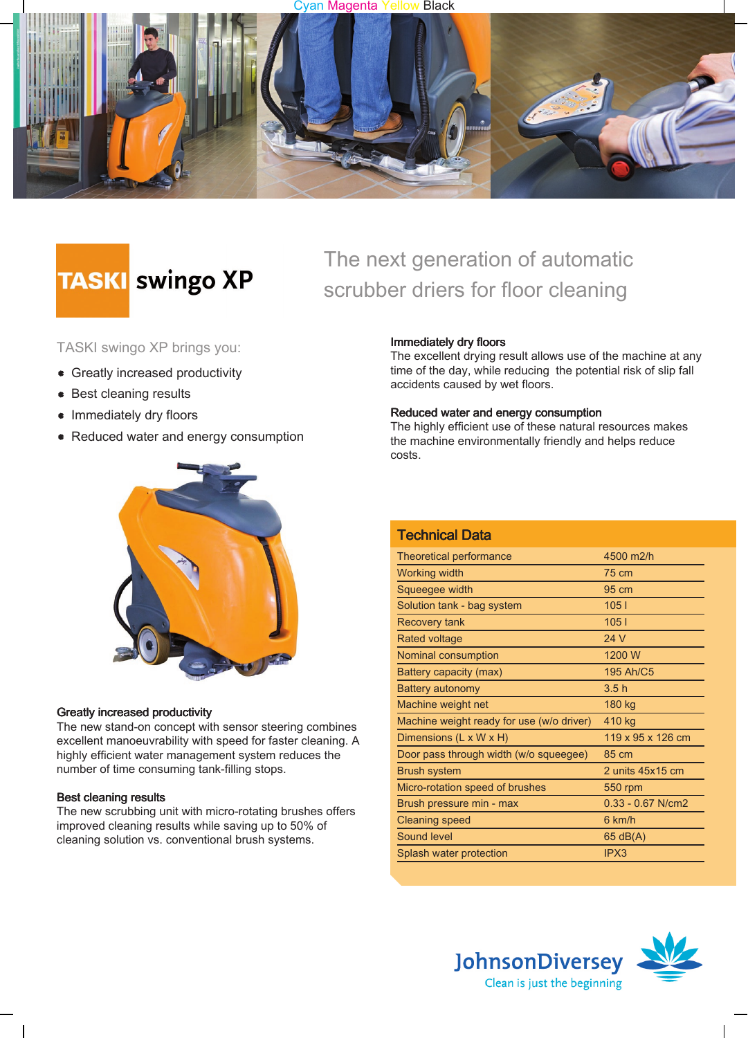# TASKI swingo XP

## The next generation of automatic scrubber driers for floor cleaning

TASKI swingo XP brings you:

- Greatly increased productivity
- Best cleaning results
- Immediately dry floors
- Reduced water and energy consumption

**Greatly increased productivity**
The new stand-on concept with sensor steering combines excellent manoeuvrability with speed for faster cleaning. A highly efficient water management system reduces the number of time consuming tank-filling stops.

**Best cleaning results**
The new scrubbing unit with micro-rotating brushes offers improved cleaning results while saving up to 50% of cleaning solution vs. conventional brush systems.

**Immediately dry floors**
The excellent drying result allows use of the machine at any time of the day, while reducing the potential risk of slip fall accidents caused by wet floors.

**Reduced water and energy consumption**
The highly efficient use of these natural resources makes the machine environmentally friendly and helps reduce costs.

## Technical Data

| | |
|---|---|
| Theoretical performance | 4500 m2/h |
| Working width | 75 cm |
| Squeegee width | 95 cm |
| Solution tank - bag system | 105 l |
| Recovery tank | 105 l |
| Rated voltage | 24 V |
| Nominal consumption | 1200 W |
| Battery capacity (max) | 195 Ah/C5 |
| Battery autonomy | 3.5 h |
| Machine weight net | 180 kg |
| Machine weight ready for use (w/o driver) | 410 kg |
| Dimensions (L x W x H) | 119 x 95 x 126 cm |
| Door pass through width (w/o squeegee) | 85 cm |
| Brush system | 2 units 45x15 cm |
| Micro-rotation speed of brushes | 550 rpm |
| Brush pressure min - max | 0.33 - 0.67 N/cm2 |
| Cleaning speed | 6 km/h |
| Sound level | 65 dB(A) |
| Splash water protection | IPX3 |

JohnsonDiversey
Clean is just the beginning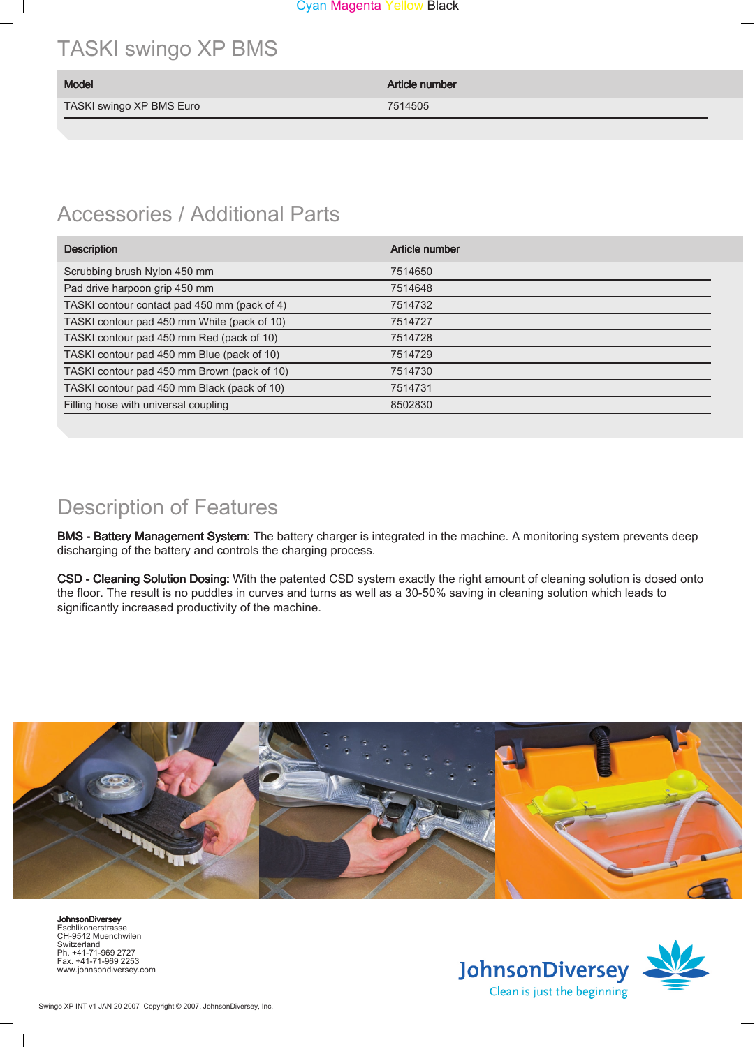# TASKI swingo XP BMS

| Model | Article number |
|---|---|
| TASKI swingo XP BMS Euro | 7514505 |

## Accessories / Additional Parts

| Description | Article number |
|---|---|
| Scrubbing brush Nylon 450 mm | 7514650 |
| Pad drive harpoon grip 450 mm | 7514648 |
| TASKI contour contact pad 450 mm (pack of 4) | 7514732 |
| TASKI contour pad 450 mm White (pack of 10) | 7514727 |
| TASKI contour pad 450 mm Red (pack of 10) | 7514728 |
| TASKI contour pad 450 mm Blue (pack of 10) | 7514729 |
| TASKI contour pad 450 mm Brown (pack of 10) | 7514730 |
| TASKI contour pad 450 mm Black (pack of 10) | 7514731 |
| Filling hose with universal coupling | 8502830 |

## Description of Features

**BMS - Battery Management System:** The battery charger is integrated in the machine. A monitoring system prevents deep discharging of the battery and controls the charging process.

**CSD - Cleaning Solution Dosing:** With the patented CSD system exactly the right amount of cleaning solution is dosed onto the floor. The result is no puddles in curves and turns as well as a 30-50% saving in cleaning solution which leads to significantly increased productivity of the machine.

**JohnsonDiversey**
Eschlikonerstrasse
CH-9542 Muenchwilen
Switzerland
Ph. +41-71-969 2727
Fax. +41-71-969 2253
www.johnsondiversey.com

JohnsonDiversey
Clean is just the beginning

Swingo XP INT v1 JAN 20 2007 Copyright © 2007, JohnsonDiversey, Inc.